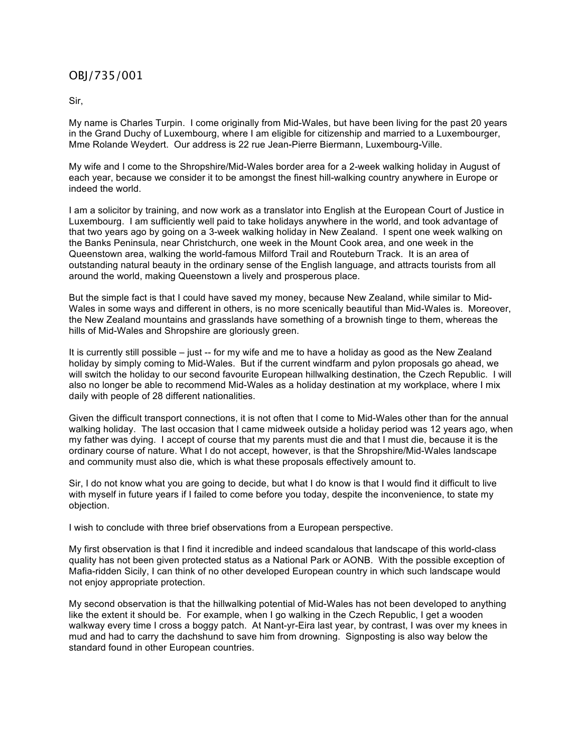# OBJ/735/001

Sir,

My name is Charles Turpin. I come originally from Mid-Wales, but have been living for the past 20 years in the Grand Duchy of Luxembourg, where I am eligible for citizenship and married to a Luxembourger, Mme Rolande Weydert. Our address is 22 rue Jean-Pierre Biermann, Luxembourg-Ville.

My wife and I come to the Shropshire/Mid-Wales border area for a 2-week walking holiday in August of each year, because we consider it to be amongst the finest hill-walking country anywhere in Europe or indeed the world.

I am a solicitor by training, and now work as a translator into English at the European Court of Justice in Luxembourg. I am sufficiently well paid to take holidays anywhere in the world, and took advantage of that two years ago by going on a 3-week walking holiday in New Zealand. I spent one week walking on the Banks Peninsula, near Christchurch, one week in the Mount Cook area, and one week in the Queenstown area, walking the world-famous Milford Trail and Routeburn Track. It is an area of outstanding natural beauty in the ordinary sense of the English language, and attracts tourists from all around the world, making Queenstown a lively and prosperous place.

But the simple fact is that I could have saved my money, because New Zealand, while similar to Mid-Wales in some ways and different in others, is no more scenically beautiful than Mid-Wales is. Moreover, the New Zealand mountains and grasslands have something of a brownish tinge to them, whereas the hills of Mid-Wales and Shropshire are gloriously green.

It is currently still possible – just -- for my wife and me to have a holiday as good as the New Zealand holiday by simply coming to Mid-Wales. But if the current windfarm and pylon proposals go ahead, we will switch the holiday to our second favourite European hillwalking destination, the Czech Republic. I will also no longer be able to recommend Mid-Wales as a holiday destination at my workplace, where I mix daily with people of 28 different nationalities.

Given the difficult transport connections, it is not often that I come to Mid-Wales other than for the annual walking holiday. The last occasion that I came midweek outside a holiday period was 12 years ago, when my father was dying. I accept of course that my parents must die and that I must die, because it is the ordinary course of nature. What I do not accept, however, is that the Shropshire/Mid-Wales landscape and community must also die, which is what these proposals effectively amount to.

Sir, I do not know what you are going to decide, but what I do know is that I would find it difficult to live with myself in future years if I failed to come before you today, despite the inconvenience, to state my objection.

I wish to conclude with three brief observations from a European perspective.

My first observation is that I find it incredible and indeed scandalous that landscape of this world-class quality has not been given protected status as a National Park or AONB. With the possible exception of Mafia-ridden Sicily, I can think of no other developed European country in which such landscape would not enjoy appropriate protection.

My second observation is that the hillwalking potential of Mid-Wales has not been developed to anything like the extent it should be. For example, when I go walking in the Czech Republic, I get a wooden walkway every time I cross a boggy patch. At Nant-yr-Eira last year, by contrast, I was over my knees in mud and had to carry the dachshund to save him from drowning. Signposting is also way below the standard found in other European countries.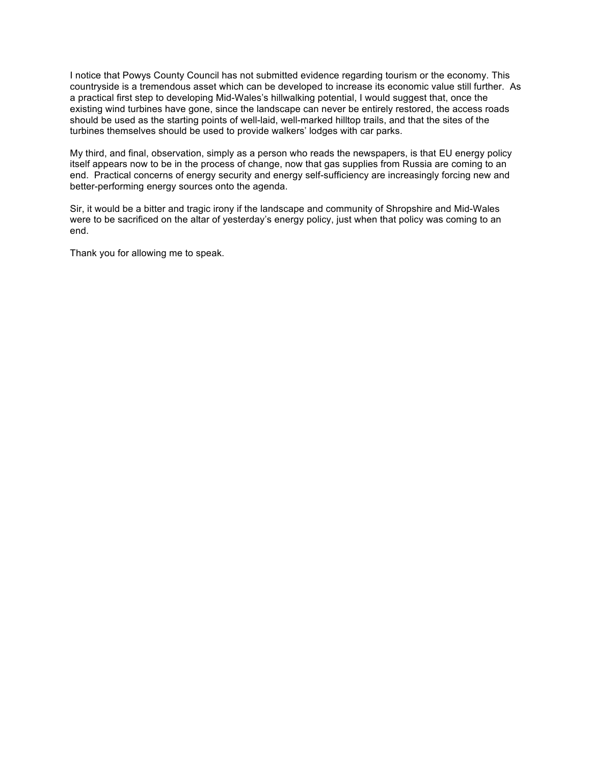I notice that Powys County Council has not submitted evidence regarding tourism or the economy. This countryside is a tremendous asset which can be developed to increase its economic value still further. As a practical first step to developing Mid-Wales's hillwalking potential, I would suggest that, once the existing wind turbines have gone, since the landscape can never be entirely restored, the access roads should be used as the starting points of well-laid, well-marked hilltop trails, and that the sites of the turbines themselves should be used to provide walkers' lodges with car parks.

My third, and final, observation, simply as a person who reads the newspapers, is that EU energy policy itself appears now to be in the process of change, now that gas supplies from Russia are coming to an end. Practical concerns of energy security and energy self-sufficiency are increasingly forcing new and better-performing energy sources onto the agenda.

Sir, it would be a bitter and tragic irony if the landscape and community of Shropshire and Mid-Wales were to be sacrificed on the altar of yesterday's energy policy, just when that policy was coming to an end.

Thank you for allowing me to speak.